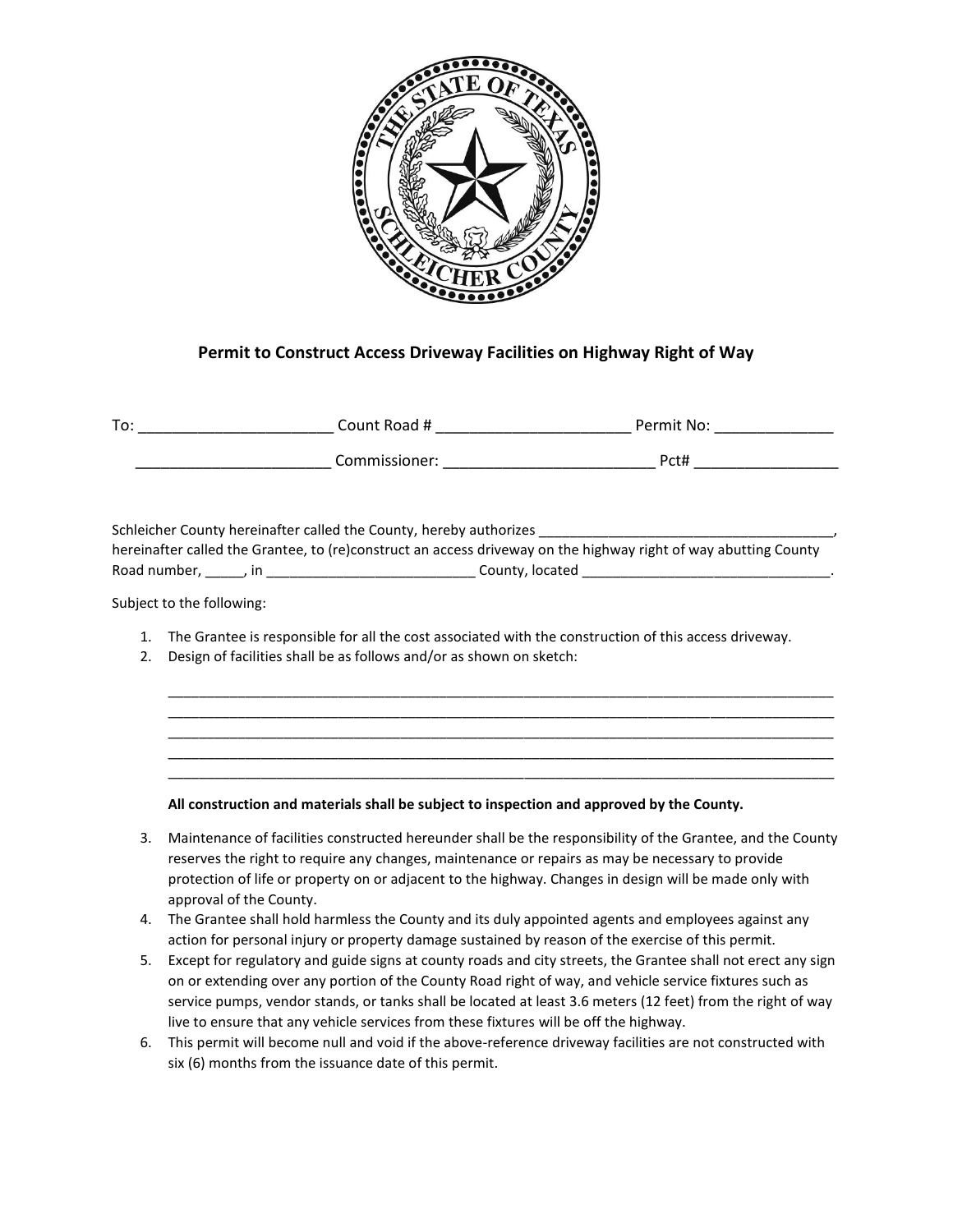## Permit to Construct Access Driveway Facilities on Highway Right of Way

To: ______________________ Count Road # ______________________ Permit No: _____________

______________________ Commissioner: ________________________ Pct# ________________

Schleicher County hereinafter called the County, hereby authorizes ____________________________________, hereinafter called the Grantee, to (re)construct an access driveway on the highway right of way abutting County Road number, _____, in __________________________ County, located _______________________________.

Subject to the following:

1. The Grantee is responsible for all the cost associated with the construction of this access driveway.
2. Design of facilities shall be as follows and/or as shown on sketch:

   ________________________________________________________________________________________
   ________________________________________________________________________________________
   ________________________________________________________________________________________
   ________________________________________________________________________________________
   ________________________________________________________________________________________

   **All construction and materials shall be subject to inspection and approved by the County.**

3. Maintenance of facilities constructed hereunder shall be the responsibility of the Grantee, and the County reserves the right to require any changes, maintenance or repairs as may be necessary to provide protection of life or property on or adjacent to the highway. Changes in design will be made only with approval of the County.
4. The Grantee shall hold harmless the County and its duly appointed agents and employees against any action for personal injury or property damage sustained by reason of the exercise of this permit.
5. Except for regulatory and guide signs at county roads and city streets, the Grantee shall not erect any sign on or extending over any portion of the County Road right of way, and vehicle service fixtures such as service pumps, vendor stands, or tanks shall be located at least 3.6 meters (12 feet) from the right of way live to ensure that any vehicle services from these fixtures will be off the highway.
6. This permit will become null and void if the above-reference driveway facilities are not constructed with six (6) months from the issuance date of this permit.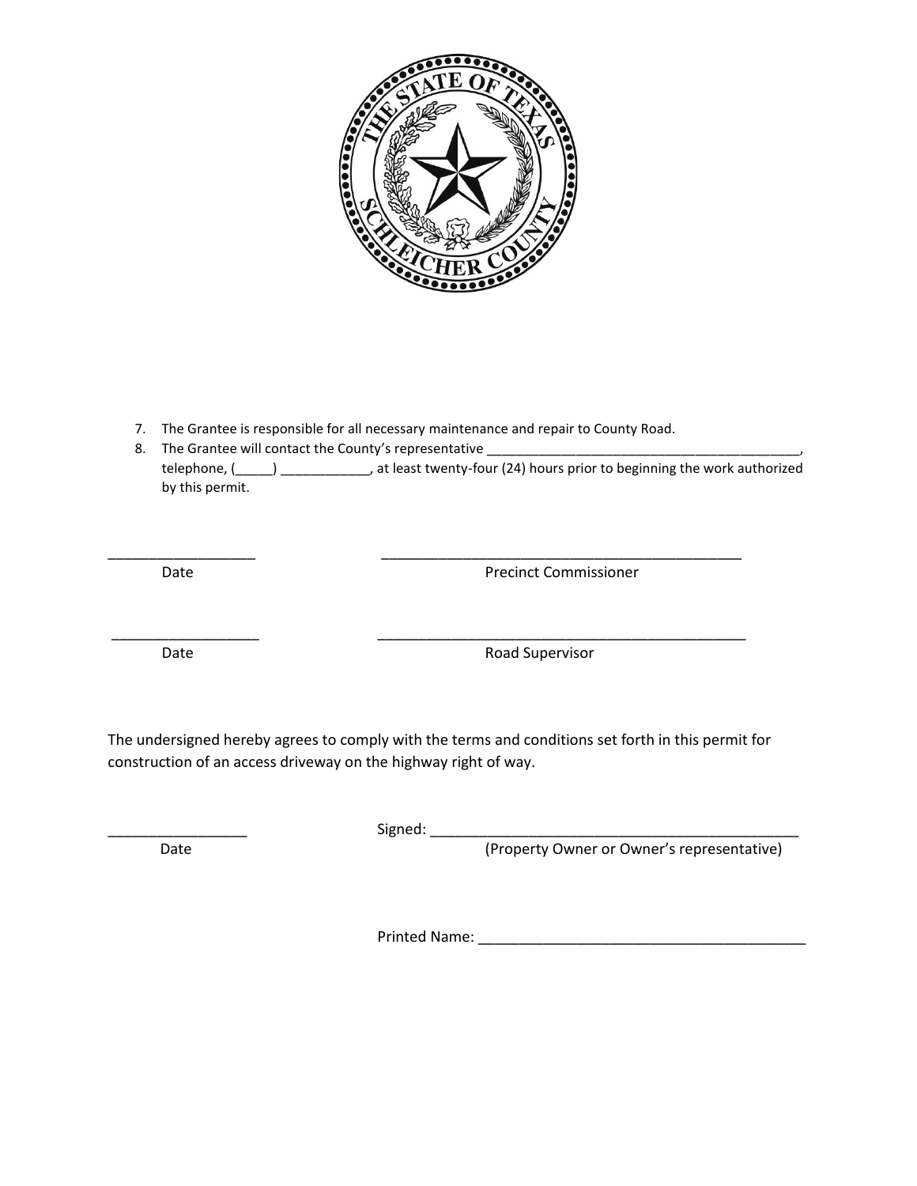7. The Grantee is responsible for all necessary maintenance and repair to County Road.
8. The Grantee will contact the County's representative ____________________________________________, telephone, (_____) ____________, at least twenty-four (24) hours prior to beginning the work authorized by this permit.

__________________ ______________________________________________
Date Precinct Commissioner

__________________ ______________________________________________
Date Road Supervisor

The undersigned hereby agrees to comply with the terms and conditions set forth in this permit for construction of an access driveway on the highway right of way.

_________________ Signed: _______________________________________________
Date (Property Owner or Owner's representative)

Printed Name: ________________________________________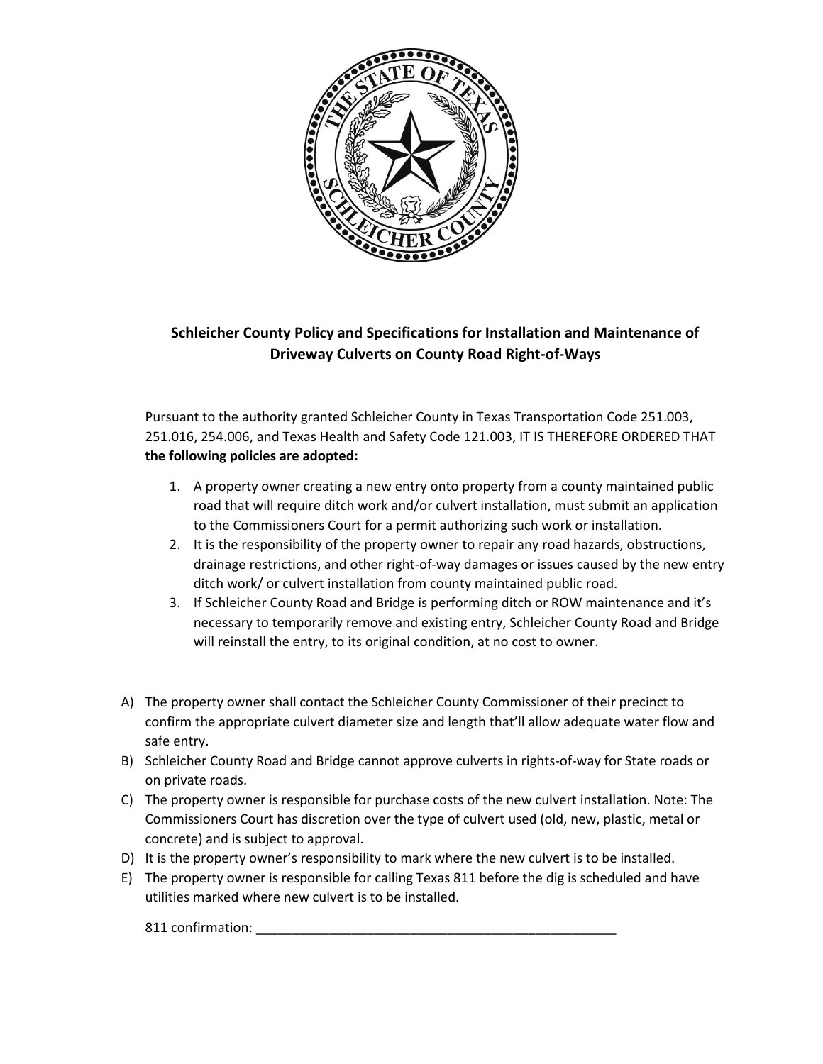**Schleicher County Policy and Specifications for Installation and Maintenance of Driveway Culverts on County Road Right-of-Ways**

Pursuant to the authority granted Schleicher County in Texas Transportation Code 251.003, 251.016, 254.006, and Texas Health and Safety Code 121.003, IT IS THEREFORE ORDERED THAT **the following policies are adopted:**

1. A property owner creating a new entry onto property from a county maintained public road that will require ditch work and/or culvert installation, must submit an application to the Commissioners Court for a permit authorizing such work or installation.
2. It is the responsibility of the property owner to repair any road hazards, obstructions, drainage restrictions, and other right-of-way damages or issues caused by the new entry ditch work/ or culvert installation from county maintained public road.
3. If Schleicher County Road and Bridge is performing ditch or ROW maintenance and it's necessary to temporarily remove and existing entry, Schleicher County Road and Bridge will reinstall the entry, to its original condition, at no cost to owner.

A) The property owner shall contact the Schleicher County Commissioner of their precinct to confirm the appropriate culvert diameter size and length that'll allow adequate water flow and safe entry.

B) Schleicher County Road and Bridge cannot approve culverts in rights-of-way for State roads or on private roads.

C) The property owner is responsible for purchase costs of the new culvert installation. Note: The Commissioners Court has discretion over the type of culvert used (old, new, plastic, metal or concrete) and is subject to approval.

D) It is the property owner's responsibility to mark where the new culvert is to be installed.

E) The property owner is responsible for calling Texas 811 before the dig is scheduled and have utilities marked where new culvert is to be installed.

811 confirmation: ___________________________________________________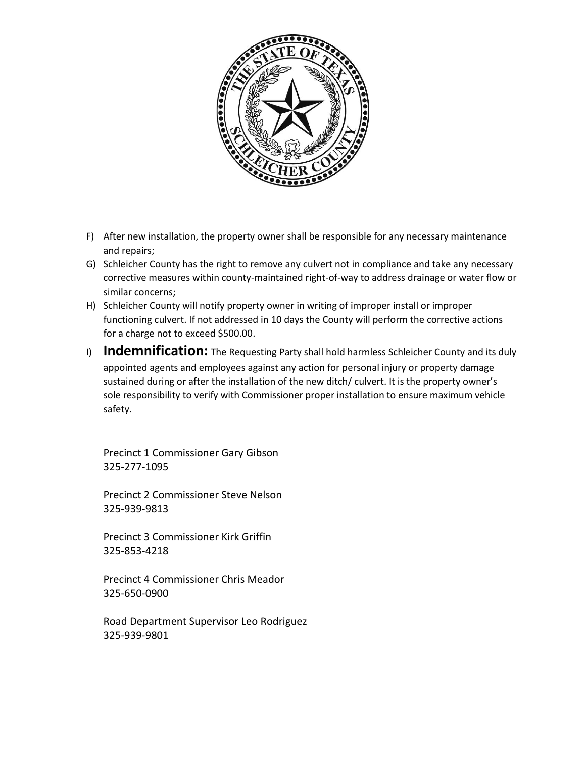F) After new installation, the property owner shall be responsible for any necessary maintenance and repairs;

G) Schleicher County has the right to remove any culvert not in compliance and take any necessary corrective measures within county-maintained right-of-way to address drainage or water flow or similar concerns;

H) Schleicher County will notify property owner in writing of improper install or improper functioning culvert. If not addressed in 10 days the County will perform the corrective actions for a charge not to exceed $500.00.

I) **Indemnification:** The Requesting Party shall hold harmless Schleicher County and its duly appointed agents and employees against any action for personal injury or property damage sustained during or after the installation of the new ditch/ culvert. It is the property owner's sole responsibility to verify with Commissioner proper installation to ensure maximum vehicle safety.

Precinct 1 Commissioner Gary Gibson
325-277-1095

Precinct 2 Commissioner Steve Nelson
325-939-9813

Precinct 3 Commissioner Kirk Griffin
325-853-4218

Precinct 4 Commissioner Chris Meador
325-650-0900

Road Department Supervisor Leo Rodriguez
325-939-9801